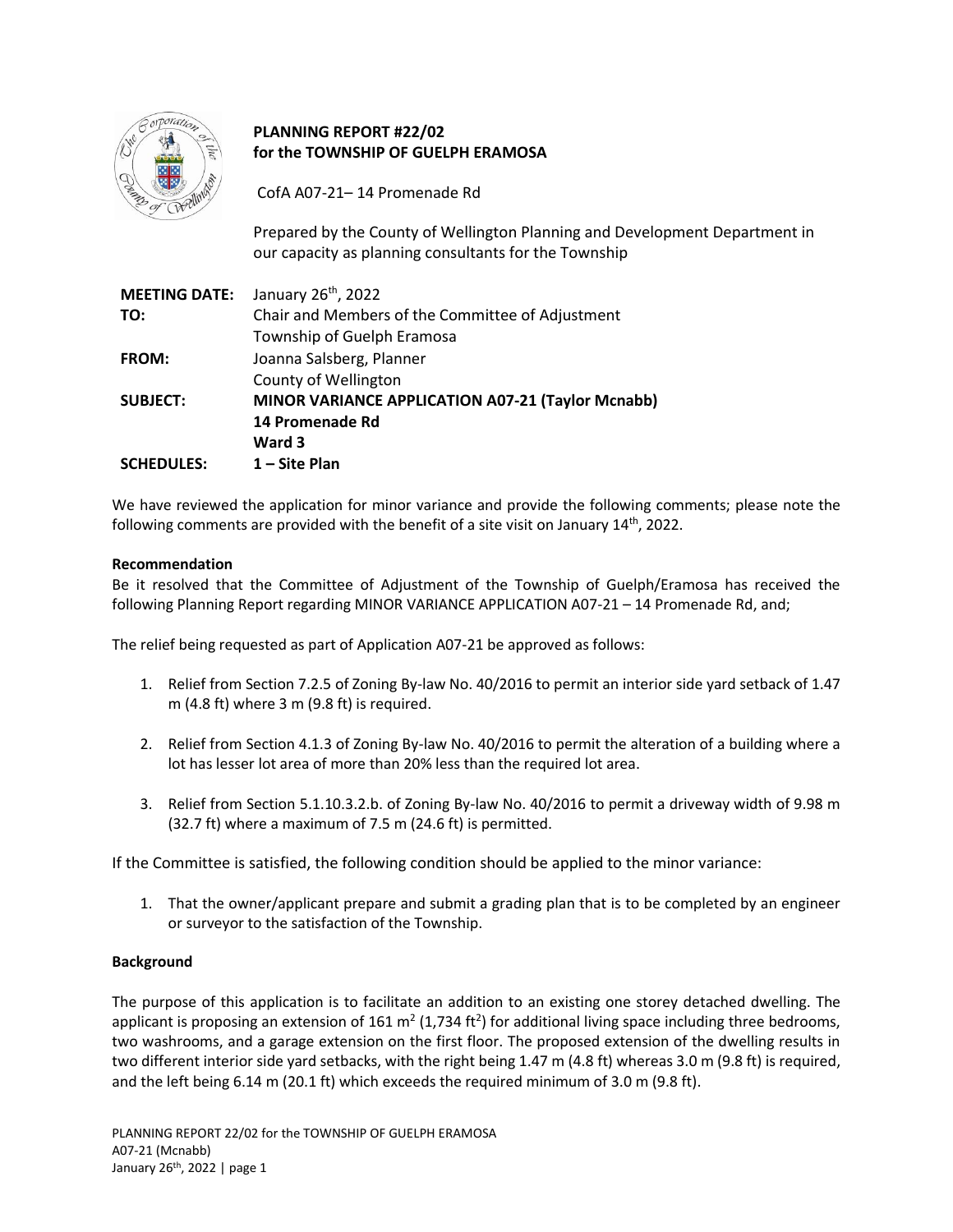**PLANNING REPORT #22/02**
**for the TOWNSHIP OF GUELPH ERAMOSA**

CofA A07-21– 14 Promenade Rd

Prepared by the County of Wellington Planning and Development Department in our capacity as planning consultants for the Township

| | |
|---|---|
| **MEETING DATE:** | January 26th, 2022 |
| **TO:** | Chair and Members of the Committee of Adjustment<br>Township of Guelph Eramosa |
| **FROM:** | Joanna Salsberg, Planner<br>County of Wellington |
| **SUBJECT:** | **MINOR VARIANCE APPLICATION A07-21 (Taylor Mcnabb)**<br>**14 Promenade Rd**<br>**Ward 3** |
| **SCHEDULES:** | **1 – Site Plan** |

We have reviewed the application for minor variance and provide the following comments; please note the following comments are provided with the benefit of a site visit on January 14th, 2022.

**Recommendation**

Be it resolved that the Committee of Adjustment of the Township of Guelph/Eramosa has received the following Planning Report regarding MINOR VARIANCE APPLICATION A07-21 – 14 Promenade Rd, and;

The relief being requested as part of Application A07-21 be approved as follows:

1. Relief from Section 7.2.5 of Zoning By-law No. 40/2016 to permit an interior side yard setback of 1.47 m (4.8 ft) where 3 m (9.8 ft) is required.

2. Relief from Section 4.1.3 of Zoning By-law No. 40/2016 to permit the alteration of a building where a lot has lesser lot area of more than 20% less than the required lot area.

3. Relief from Section 5.1.10.3.2.b. of Zoning By-law No. 40/2016 to permit a driveway width of 9.98 m (32.7 ft) where a maximum of 7.5 m (24.6 ft) is permitted.

If the Committee is satisfied, the following condition should be applied to the minor variance:

1. That the owner/applicant prepare and submit a grading plan that is to be completed by an engineer or surveyor to the satisfaction of the Township.

**Background**

The purpose of this application is to facilitate an addition to an existing one storey detached dwelling. The applicant is proposing an extension of 161 $m^2$ (1,734 $ft^2$) for additional living space including three bedrooms, two washrooms, and a garage extension on the first floor. The proposed extension of the dwelling results in two different interior side yard setbacks, with the right being 1.47 m (4.8 ft) whereas 3.0 m (9.8 ft) is required, and the left being 6.14 m (20.1 ft) which exceeds the required minimum of 3.0 m (9.8 ft).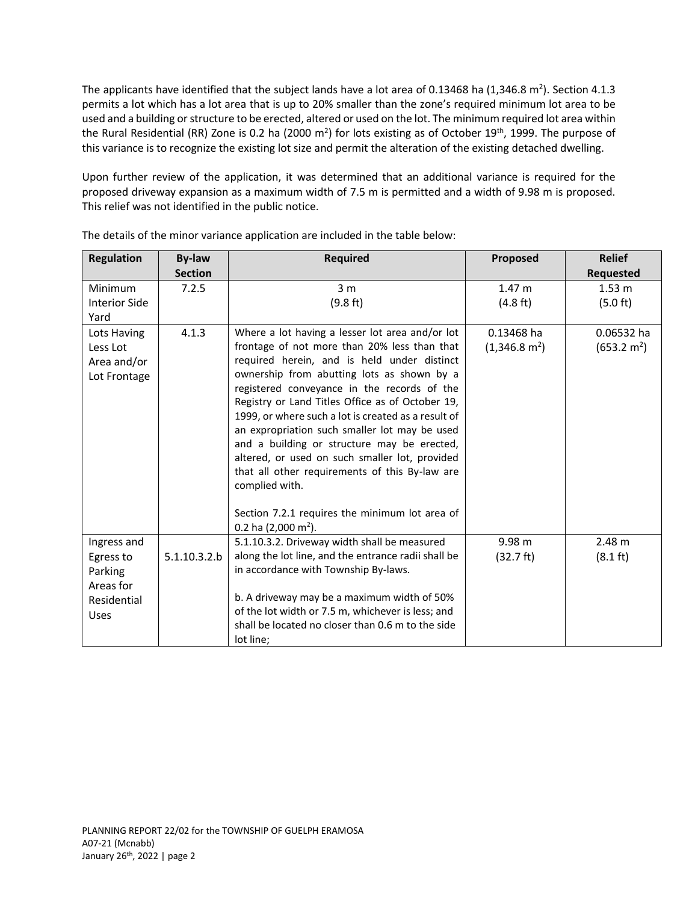The applicants have identified that the subject lands have a lot area of 0.13468 ha (1,346.8 $m^2$). Section 4.1.3 permits a lot which has a lot area that is up to 20% smaller than the zone's required minimum lot area to be used and a building or structure to be erected, altered or used on the lot. The minimum required lot area within the Rural Residential (RR) Zone is 0.2 ha (2000 $m^2$) for lots existing as of October 19th, 1999. The purpose of this variance is to recognize the existing lot size and permit the alteration of the existing detached dwelling.

Upon further review of the application, it was determined that an additional variance is required for the proposed driveway expansion as a maximum width of 7.5 m is permitted and a width of 9.98 m is proposed. This relief was not identified in the public notice.

The details of the minor variance application are included in the table below:

| Regulation | By-law Section | Required | Proposed | Relief Requested |
|---|---|---|---|---|
| Minimum Interior Side Yard | 7.2.5 | 3 m (9.8 ft) | 1.47 m (4.8 ft) | 1.53 m (5.0 ft) |
| Lots Having Less Lot Area and/or Lot Frontage | 4.1.3 | Where a lot having a lesser lot area and/or lot frontage of not more than 20% less than that required herein, and is held under distinct ownership from abutting lots as shown by a registered conveyance in the records of the Registry or Land Titles Office as of October 19, 1999, or where such a lot is created as a result of an expropriation such smaller lot may be used and a building or structure may be erected, altered, or used on such smaller lot, provided that all other requirements of this By-law are complied with.<br><br>Section 7.2.1 requires the minimum lot area of 0.2 ha (2,000 $m^2$). | 0.13468 ha (1,346.8 $m^2$) | 0.06532 ha (653.2 $m^2$) |
| Ingress and Egress to Parking Areas for Residential Uses | 5.1.10.3.2.b | 5.1.10.3.2. Driveway width shall be measured along the lot line, and the entrance radii shall be in accordance with Township By-laws.<br><br>b. A driveway may be a maximum width of 50% of the lot width or 7.5 m, whichever is less; and shall be located no closer than 0.6 m to the side lot line; | 9.98 m (32.7 ft) | 2.48 m (8.1 ft) |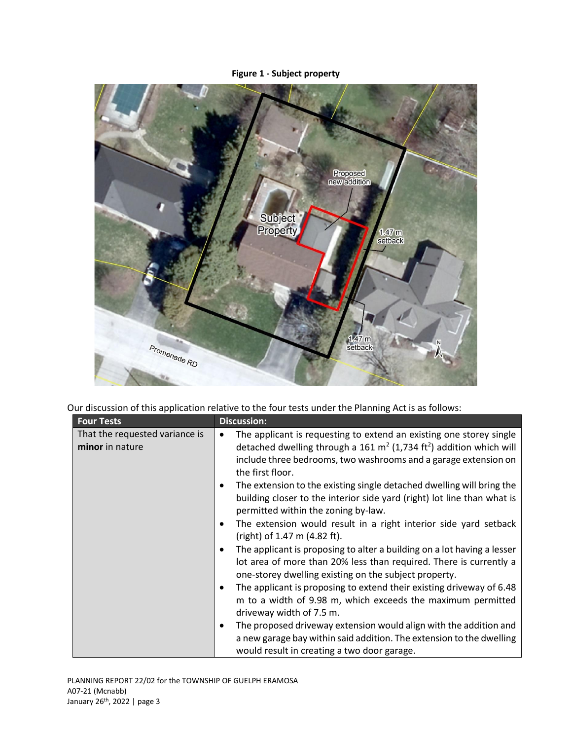**Figure 1 - Subject property**

Our discussion of this application relative to the four tests under the Planning Act is as follows:

| Four Tests | Discussion: |
| --- | --- |
| That the requested variance is **minor** in nature | • The applicant is requesting to extend an existing one storey single detached dwelling through a 161 $m^2$ (1,734 $ft^2$) addition which will include three bedrooms, two washrooms and a garage extension on the first floor.<br>• The extension to the existing single detached dwelling will bring the building closer to the interior side yard (right) lot line than what is permitted within the zoning by-law.<br>• The extension would result in a right interior side yard setback (right) of 1.47 m (4.82 ft).<br>• The applicant is proposing to alter a building on a lot having a lesser lot area of more than 20% less than required. There is currently a one-storey dwelling existing on the subject property.<br>• The applicant is proposing to extend their existing driveway of 6.48 m to a width of 9.98 m, which exceeds the maximum permitted driveway width of 7.5 m.<br>• The proposed driveway extension would align with the addition and a new garage bay within said addition. The extension to the dwelling would result in creating a two door garage. |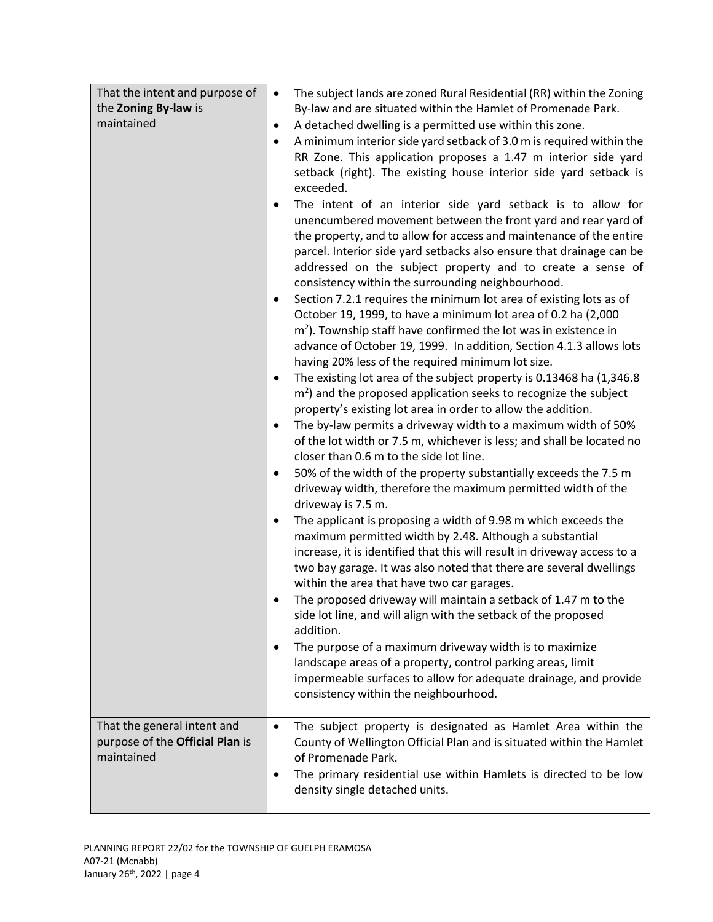| | |
|---|---|
| That the intent and purpose of the **Zoning By-law** is maintained | • The subject lands are zoned Rural Residential (RR) within the Zoning By-law and are situated within the Hamlet of Promenade Park.<br>• A detached dwelling is a permitted use within this zone.<br>• A minimum interior side yard setback of 3.0 m is required within the RR Zone. This application proposes a 1.47 m interior side yard setback (right). The existing house interior side yard setback is exceeded.<br>• The intent of an interior side yard setback is to allow for unencumbered movement between the front yard and rear yard of the property, and to allow for access and maintenance of the entire parcel. Interior side yard setbacks also ensure that drainage can be addressed on the subject property and to create a sense of consistency within the surrounding neighbourhood.<br>• Section 7.2.1 requires the minimum lot area of existing lots as of October 19, 1999, to have a minimum lot area of 0.2 ha (2,000 $m^2$). Township staff have confirmed the lot was in existence in advance of October 19, 1999. In addition, Section 4.1.3 allows lots having 20% less of the required minimum lot size.<br>• The existing lot area of the subject property is 0.13468 ha (1,346.8 $m^2$) and the proposed application seeks to recognize the subject property's existing lot area in order to allow the addition.<br>• The by-law permits a driveway width to a maximum width of 50% of the lot width or 7.5 m, whichever is less; and shall be located no closer than 0.6 m to the side lot line.<br>• 50% of the width of the property substantially exceeds the 7.5 m driveway width, therefore the maximum permitted width of the driveway is 7.5 m.<br>• The applicant is proposing a width of 9.98 m which exceeds the maximum permitted width by 2.48. Although a substantial increase, it is identified that this will result in driveway access to a two bay garage. It was also noted that there are several dwellings within the area that have two car garages.<br>• The proposed driveway will maintain a setback of 1.47 m to the side lot line, and will align with the setback of the proposed addition.<br>• The purpose of a maximum driveway width is to maximize landscape areas of a property, control parking areas, limit impermeable surfaces to allow for adequate drainage, and provide consistency within the neighbourhood. |
| That the general intent and purpose of the **Official Plan** is maintained | • The subject property is designated as Hamlet Area within the County of Wellington Official Plan and is situated within the Hamlet of Promenade Park.<br>• The primary residential use within Hamlets is directed to be low density single detached units. |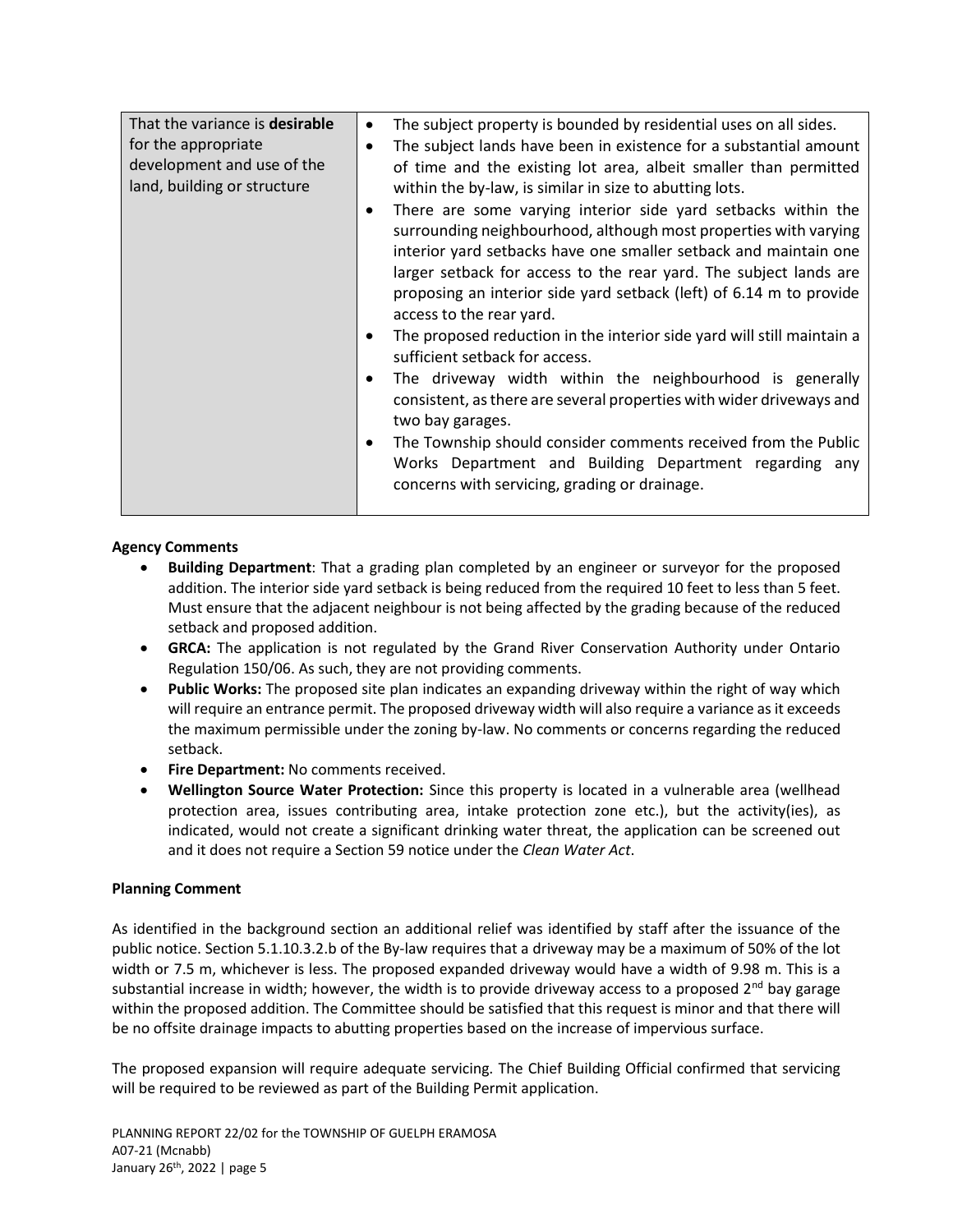| That the variance is **desirable** for the appropriate development and use of the land, building or structure | • The subject property is bounded by residential uses on all sides.<br>• The subject lands have been in existence for a substantial amount of time and the existing lot area, albeit smaller than permitted within the by-law, is similar in size to abutting lots.<br>• There are some varying interior side yard setbacks within the surrounding neighbourhood, although most properties with varying interior yard setbacks have one smaller setback and maintain one larger setback for access to the rear yard. The subject lands are proposing an interior side yard setback (left) of 6.14 m to provide access to the rear yard.<br>• The proposed reduction in the interior side yard will still maintain a sufficient setback for access.<br>• The driveway width within the neighbourhood is generally consistent, as there are several properties with wider driveways and two bay garages.<br>• The Township should consider comments received from the Public Works Department and Building Department regarding any concerns with servicing, grading or drainage. |
|---|---|

**Agency Comments**

- **Building Department**: That a grading plan completed by an engineer or surveyor for the proposed addition. The interior side yard setback is being reduced from the required 10 feet to less than 5 feet. Must ensure that the adjacent neighbour is not being affected by the grading because of the reduced setback and proposed addition.
- **GRCA:** The application is not regulated by the Grand River Conservation Authority under Ontario Regulation 150/06. As such, they are not providing comments.
- **Public Works:** The proposed site plan indicates an expanding driveway within the right of way which will require an entrance permit. The proposed driveway width will also require a variance as it exceeds the maximum permissible under the zoning by-law. No comments or concerns regarding the reduced setback.
- **Fire Department:** No comments received.
- **Wellington Source Water Protection:** Since this property is located in a vulnerable area (wellhead protection area, issues contributing area, intake protection zone etc.), but the activity(ies), as indicated, would not create a significant drinking water threat, the application can be screened out and it does not require a Section 59 notice under the *Clean Water Act*.

**Planning Comment**

As identified in the background section an additional relief was identified by staff after the issuance of the public notice. Section 5.1.10.3.2.b of the By-law requires that a driveway may be a maximum of 50% of the lot width or 7.5 m, whichever is less. The proposed expanded driveway would have a width of 9.98 m. This is a substantial increase in width; however, the width is to provide driveway access to a proposed 2nd bay garage within the proposed addition. The Committee should be satisfied that this request is minor and that there will be no offsite drainage impacts to abutting properties based on the increase of impervious surface.

The proposed expansion will require adequate servicing. The Chief Building Official confirmed that servicing will be required to be reviewed as part of the Building Permit application.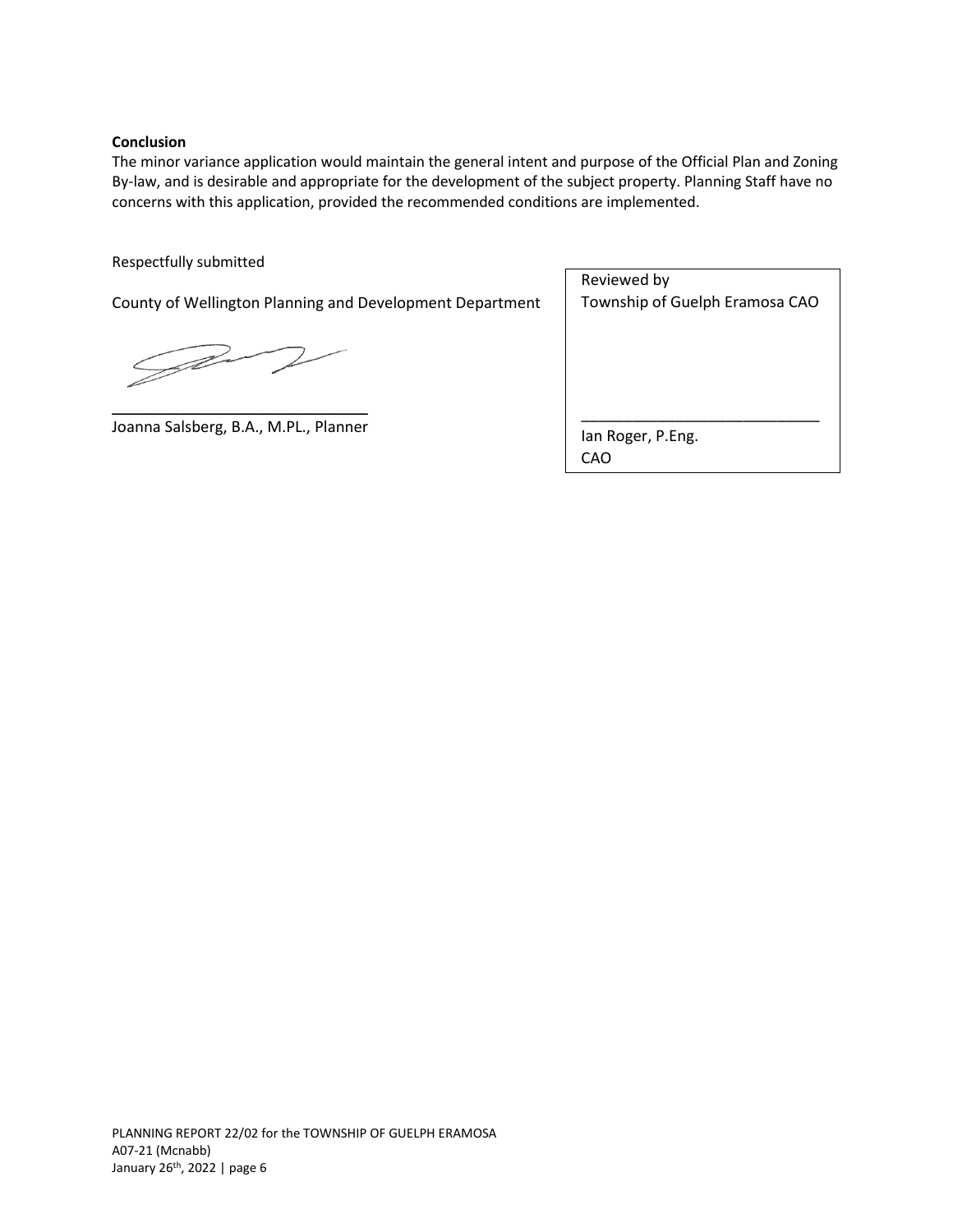**Conclusion**

The minor variance application would maintain the general intent and purpose of the Official Plan and Zoning By-law, and is desirable and appropriate for the development of the subject property. Planning Staff have no concerns with this application, provided the recommended conditions are implemented.

Respectfully submitted

County of Wellington Planning and Development Department

\_\_\_\_\_\_\_\_\_\_\_\_\_\_\_\_\_\_\_\_\_\_\_\_\_\_\_\_\_\_

Joanna Salsberg, B.A., M.PL., Planner

Reviewed by
Township of Guelph Eramosa CAO

\_\_\_\_\_\_\_\_\_\_\_\_\_\_\_\_\_\_\_\_\_\_\_\_\_\_\_\_\_\_

Ian Roger, P.Eng.
CAO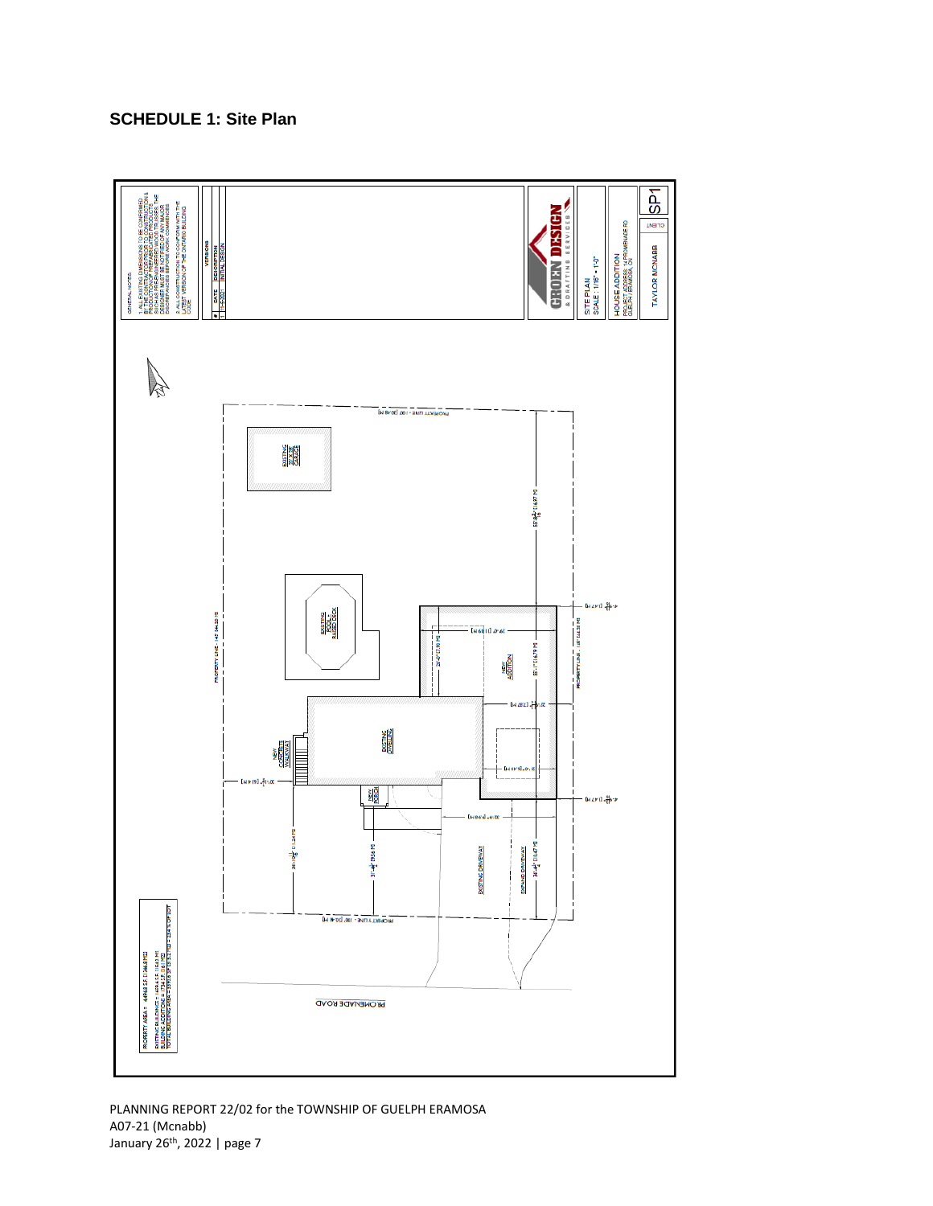## SCHEDULE 1: Site Plan

GENERAL NOTES:

1. ALL EXISTING DIMENSIONS TO BE CONFIRMED BY THE CONTRACTOR PRIOR TO CONSTRUCTION & PRODUCTION OF PREFABRICATED PRODUCTS SUCH AS TRUSSES, WINDOWS, DOORS, ETC. THE DESIGNER MUST BE NOTIFIED OF ANY MAJOR DISCREPANCIES BEFORE WORK COMMENCES.

2. ALL CONSTRUCTION TO CONFORM WITH THE LATEST VERSION OF THE ONTARIO BUILDING CODE.

VERSIONS

| # | DATE | DESCRIPTION |
|---|---|---|
| 1 | 11-2021 | INITIAL DESIGN |

GROEN DESIGN & DRAFTING SERVICES

SITE PLAN
SCALE : 1/16" = 1'-0"

HOUSE ADDITION
PROJECT ADDRESS: 14 PROMENADE RD
GUELPH / ERAMOSA, ON

CLIENT
TAYLOR MCNABB

SP1

EXISTING GARAGE

EXISTING POOL / RAISED DECK

NEW ADDITION

EXISTING DWELLING

NEW CONCRETE WALKWAY

NEW PORCH

EXISTING DRIVEWAY

PROMENADE ROAD

PROPERTY LINE

PROPERTY AREA = 14968 S.F. [1390.6 M2]
EXISTING BUILDING = 1406.6 S.F. [130.7 M2]
BUILDING ADDITION = 734 S.F. [68.2 M2]
TOTAL BUILDING AREA = 2376.8 S.F. [220.8 M2] = 15.9% OF LOT